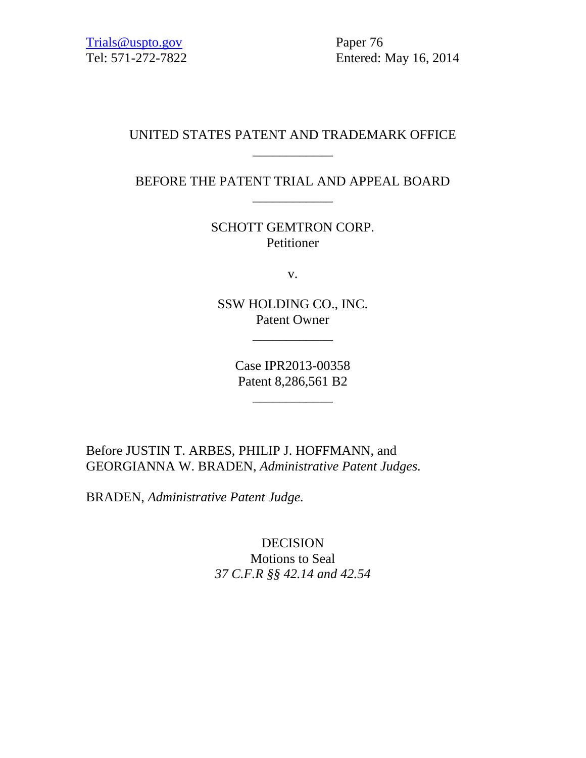Trials@uspto.gov
Tel: 571-272-7822

Paper 76
Entered: May 16, 2014

UNITED STATES PATENT AND TRADEMARK OFFICE

____________

BEFORE THE PATENT TRIAL AND APPEAL BOARD

____________

SCHOTT GEMTRON CORP.
Petitioner

v.

SSW HOLDING CO., INC.
Patent Owner

____________

Case IPR2013-00358
Patent 8,286,561 B2

____________

Before JUSTIN T. ARBES, PHILIP J. HOFFMANN, and GEORGIANNA W. BRADEN, *Administrative Patent Judges.*

BRADEN, *Administrative Patent Judge.*

DECISION
Motions to Seal
*37 C.F.R §§ 42.14 and 42.54*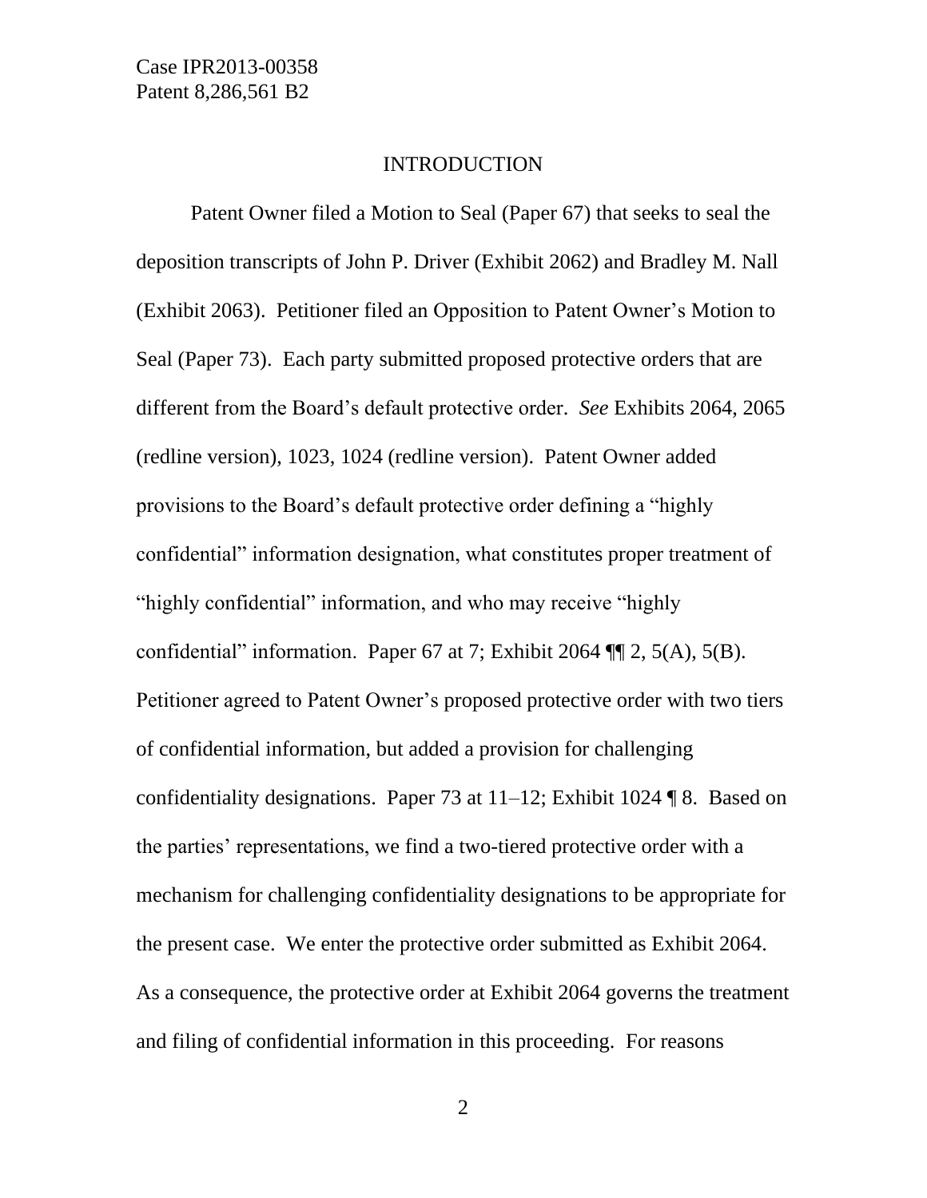## INTRODUCTION

Patent Owner filed a Motion to Seal (Paper 67) that seeks to seal the deposition transcripts of John P. Driver (Exhibit 2062) and Bradley M. Nall (Exhibit 2063). Petitioner filed an Opposition to Patent Owner's Motion to Seal (Paper 73). Each party submitted proposed protective orders that are different from the Board's default protective order. *See* Exhibits 2064, 2065 (redline version), 1023, 1024 (redline version). Patent Owner added provisions to the Board's default protective order defining a "highly confidential" information designation, what constitutes proper treatment of "highly confidential" information, and who may receive "highly confidential" information. Paper 67 at 7; Exhibit 2064 ¶¶ 2, 5(A), 5(B). Petitioner agreed to Patent Owner's proposed protective order with two tiers of confidential information, but added a provision for challenging confidentiality designations. Paper 73 at 11–12; Exhibit 1024 ¶ 8. Based on the parties' representations, we find a two-tiered protective order with a mechanism for challenging confidentiality designations to be appropriate for the present case. We enter the protective order submitted as Exhibit 2064. As a consequence, the protective order at Exhibit 2064 governs the treatment and filing of confidential information in this proceeding. For reasons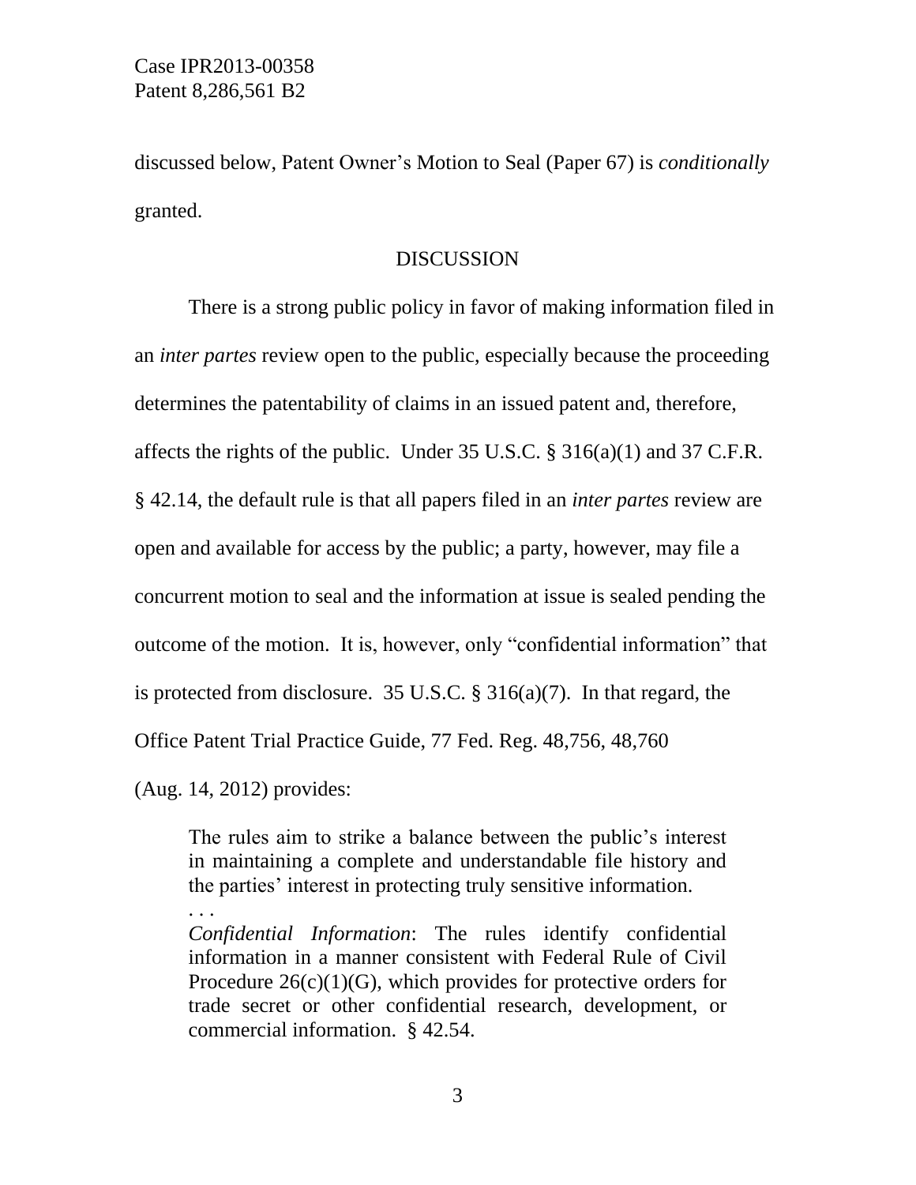discussed below, Patent Owner's Motion to Seal (Paper 67) is *conditionally* granted.

## DISCUSSION

There is a strong public policy in favor of making information filed in an *inter partes* review open to the public, especially because the proceeding determines the patentability of claims in an issued patent and, therefore, affects the rights of the public. Under 35 U.S.C. § 316(a)(1) and 37 C.F.R. § 42.14, the default rule is that all papers filed in an *inter partes* review are open and available for access by the public; a party, however, may file a concurrent motion to seal and the information at issue is sealed pending the outcome of the motion. It is, however, only "confidential information" that is protected from disclosure. 35 U.S.C. § 316(a)(7). In that regard, the Office Patent Trial Practice Guide, 77 Fed. Reg. 48,756, 48,760 (Aug. 14, 2012) provides:

> The rules aim to strike a balance between the public's interest in maintaining a complete and understandable file history and the parties' interest in protecting truly sensitive information.
> . . .
> *Confidential Information*: The rules identify confidential information in a manner consistent with Federal Rule of Civil Procedure 26(c)(1)(G), which provides for protective orders for trade secret or other confidential research, development, or commercial information. § 42.54.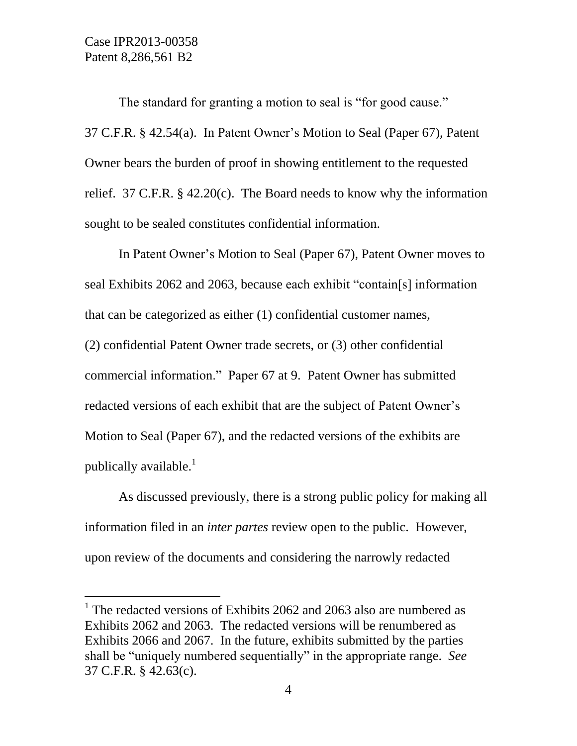The standard for granting a motion to seal is "for good cause." 37 C.F.R. § 42.54(a). In Patent Owner's Motion to Seal (Paper 67), Patent Owner bears the burden of proof in showing entitlement to the requested relief. 37 C.F.R. § 42.20(c). The Board needs to know why the information sought to be sealed constitutes confidential information.

In Patent Owner's Motion to Seal (Paper 67), Patent Owner moves to seal Exhibits 2062 and 2063, because each exhibit "contain[s] information that can be categorized as either (1) confidential customer names, (2) confidential Patent Owner trade secrets, or (3) other confidential commercial information." Paper 67 at 9. Patent Owner has submitted redacted versions of each exhibit that are the subject of Patent Owner's Motion to Seal (Paper 67), and the redacted versions of the exhibits are publically available.[1]

As discussed previously, there is a strong public policy for making all information filed in an *inter partes* review open to the public. However, upon review of the documents and considering the narrowly redacted

---

[1] The redacted versions of Exhibits 2062 and 2063 also are numbered as Exhibits 2062 and 2063. The redacted versions will be renumbered as Exhibits 2066 and 2067. In the future, exhibits submitted by the parties shall be "uniquely numbered sequentially" in the appropriate range. *See* 37 C.F.R. § 42.63(c).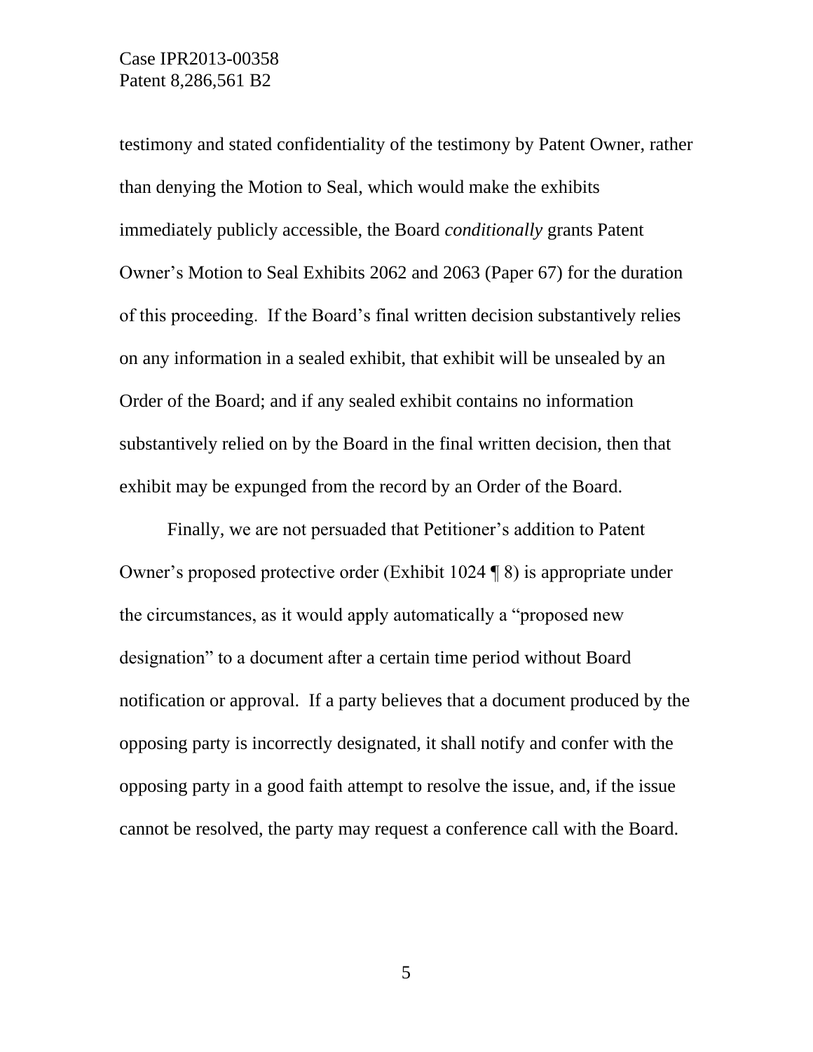testimony and stated confidentiality of the testimony by Patent Owner, rather than denying the Motion to Seal, which would make the exhibits immediately publicly accessible, the Board *conditionally* grants Patent Owner's Motion to Seal Exhibits 2062 and 2063 (Paper 67) for the duration of this proceeding. If the Board's final written decision substantively relies on any information in a sealed exhibit, that exhibit will be unsealed by an Order of the Board; and if any sealed exhibit contains no information substantively relied on by the Board in the final written decision, then that exhibit may be expunged from the record by an Order of the Board.

Finally, we are not persuaded that Petitioner's addition to Patent Owner's proposed protective order (Exhibit 1024 ¶ 8) is appropriate under the circumstances, as it would apply automatically a "proposed new designation" to a document after a certain time period without Board notification or approval. If a party believes that a document produced by the opposing party is incorrectly designated, it shall notify and confer with the opposing party in a good faith attempt to resolve the issue, and, if the issue cannot be resolved, the party may request a conference call with the Board.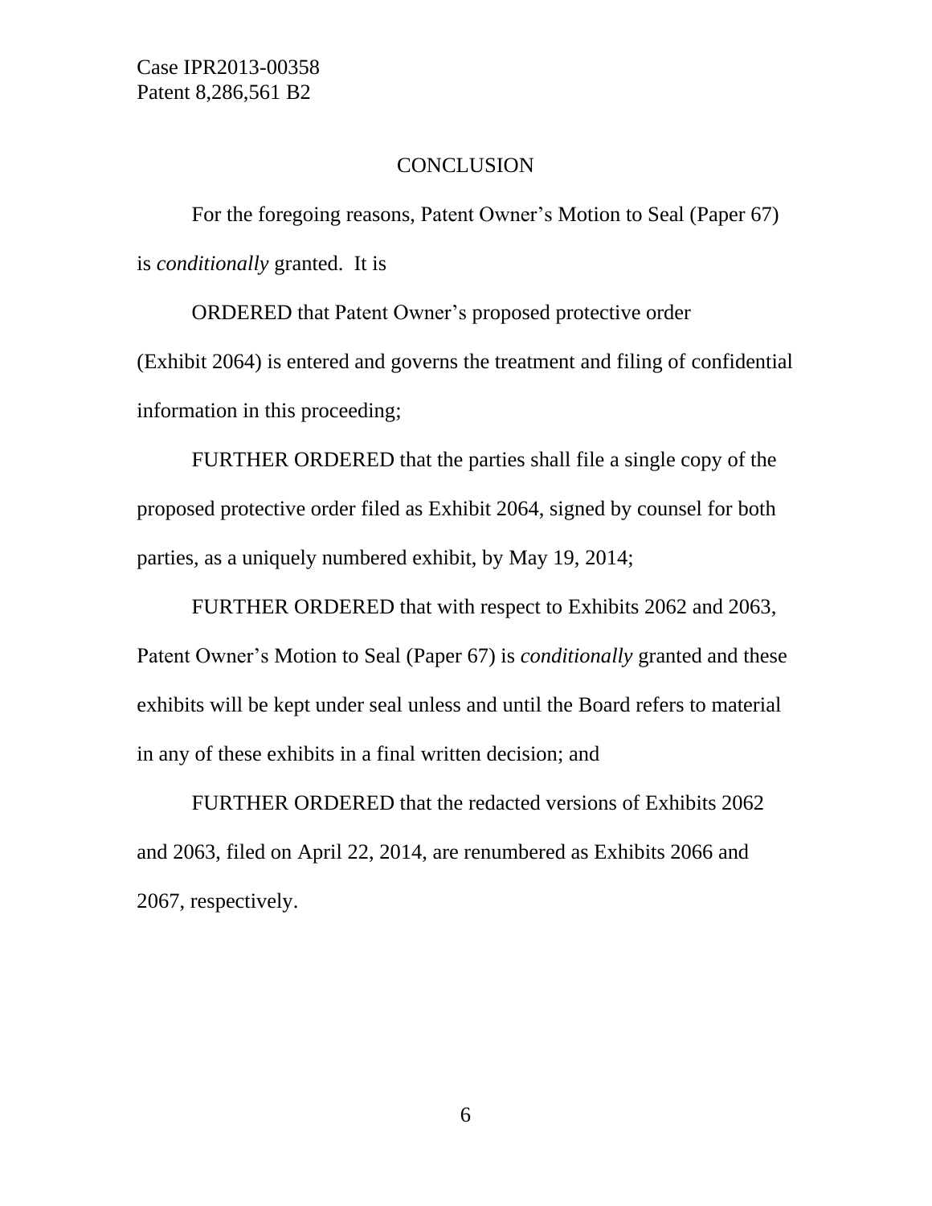## CONCLUSION

For the foregoing reasons, Patent Owner's Motion to Seal (Paper 67) is *conditionally* granted. It is

ORDERED that Patent Owner's proposed protective order (Exhibit 2064) is entered and governs the treatment and filing of confidential information in this proceeding;

FURTHER ORDERED that the parties shall file a single copy of the proposed protective order filed as Exhibit 2064, signed by counsel for both parties, as a uniquely numbered exhibit, by May 19, 2014;

FURTHER ORDERED that with respect to Exhibits 2062 and 2063, Patent Owner's Motion to Seal (Paper 67) is *conditionally* granted and these exhibits will be kept under seal unless and until the Board refers to material in any of these exhibits in a final written decision; and

FURTHER ORDERED that the redacted versions of Exhibits 2062 and 2063, filed on April 22, 2014, are renumbered as Exhibits 2066 and 2067, respectively.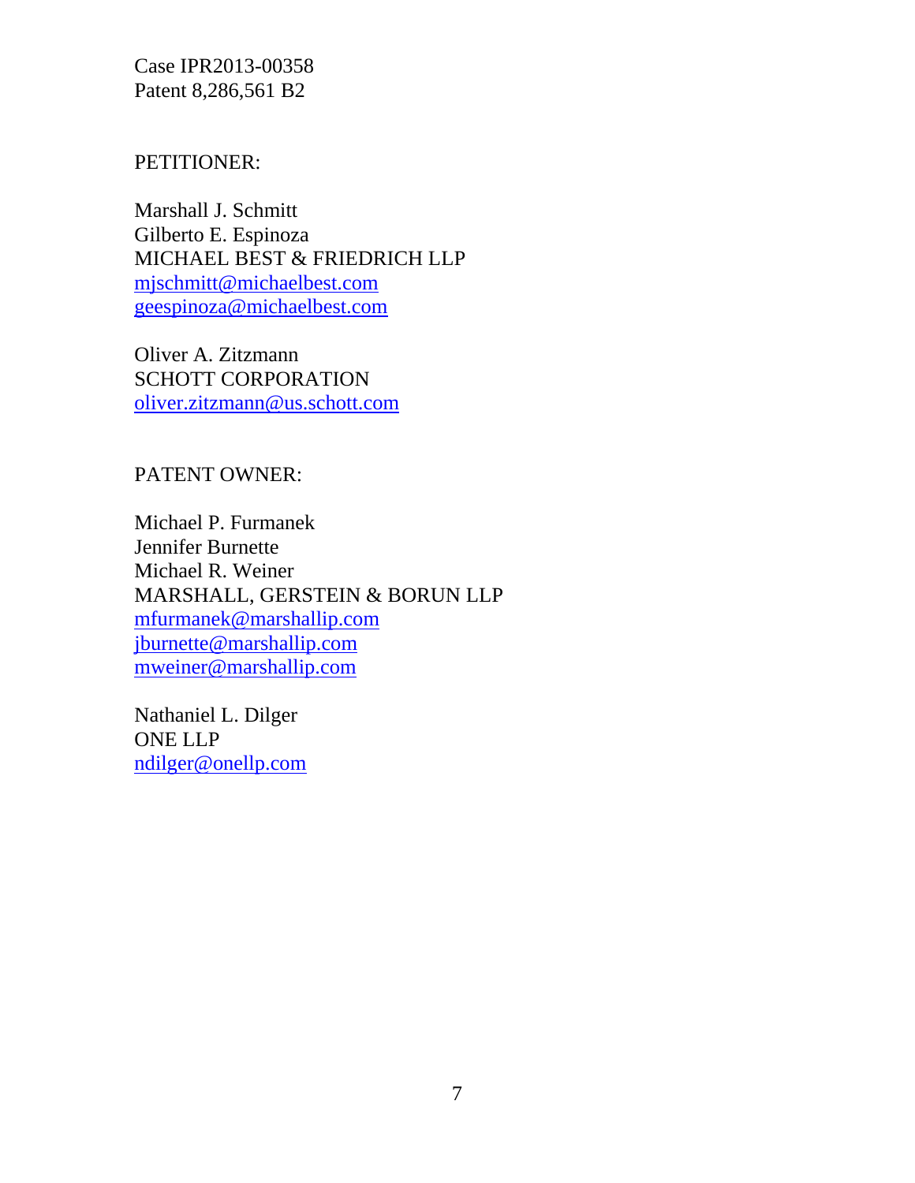Case IPR2013-00358
Patent 8,286,561 B2

PETITIONER:

Marshall J. Schmitt
Gilberto E. Espinoza
MICHAEL BEST & FRIEDRICH LLP
mjschmitt@michaelbest.com
geespinoza@michaelbest.com

Oliver A. Zitzmann
SCHOTT CORPORATION
oliver.zitzmann@us.schott.com

PATENT OWNER:

Michael P. Furmanek
Jennifer Burnette
Michael R. Weiner
MARSHALL, GERSTEIN & BORUN LLP
mfurmanek@marshallip.com
jburnette@marshallip.com
mweiner@marshallip.com

Nathaniel L. Dilger
ONE LLP
ndilger@onellp.com